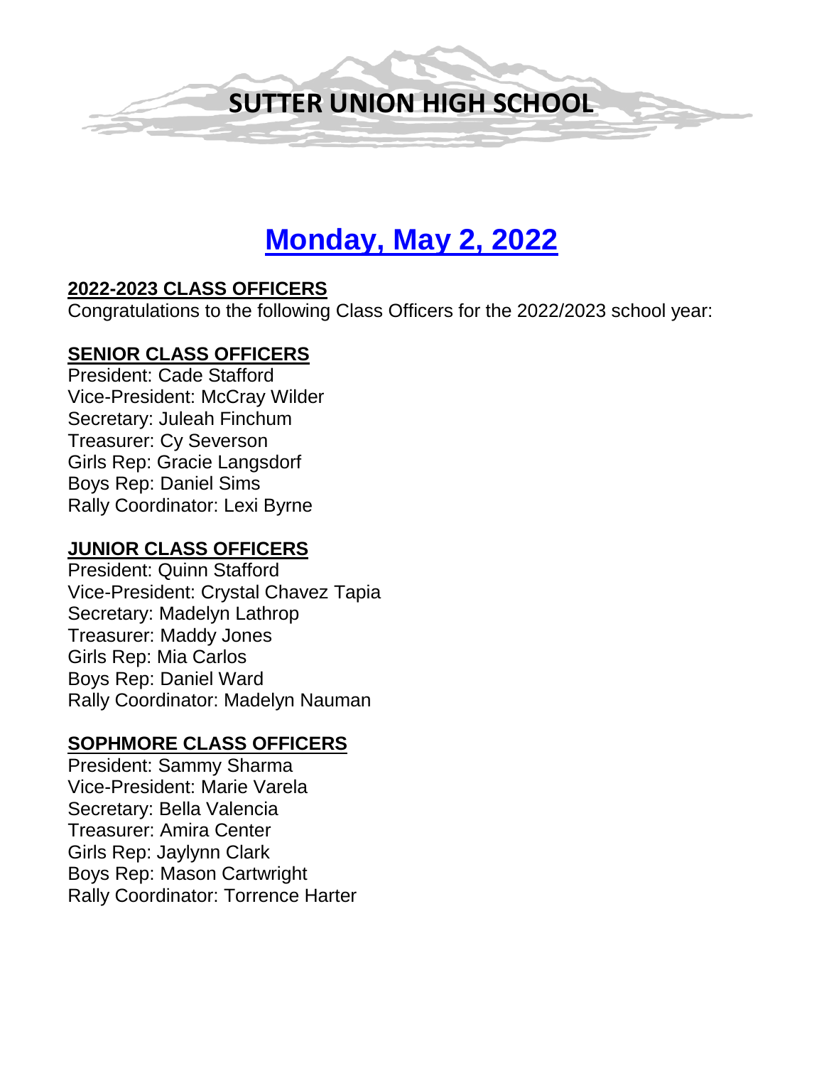# SUTTER UNION HIGH SCHOOL

## Monday, May 2, 2022

**2022-2023 CLASS OFFICERS**

Congratulations to the following Class Officers for the 2022/2023 school year:

**SENIOR CLASS OFFICERS**

President: Cade Stafford
Vice-President: McCray Wilder
Secretary: Juleah Finchum
Treasurer: Cy Severson
Girls Rep: Gracie Langsdorf
Boys Rep: Daniel Sims
Rally Coordinator: Lexi Byrne

**JUNIOR CLASS OFFICERS**

President: Quinn Stafford
Vice-President: Crystal Chavez Tapia
Secretary: Madelyn Lathrop
Treasurer: Maddy Jones
Girls Rep: Mia Carlos
Boys Rep: Daniel Ward
Rally Coordinator: Madelyn Nauman

**SOPHMORE CLASS OFFICERS**

President: Sammy Sharma
Vice-President: Marie Varela
Secretary: Bella Valencia
Treasurer: Amira Center
Girls Rep: Jaylynn Clark
Boys Rep: Mason Cartwright
Rally Coordinator: Torrence Harter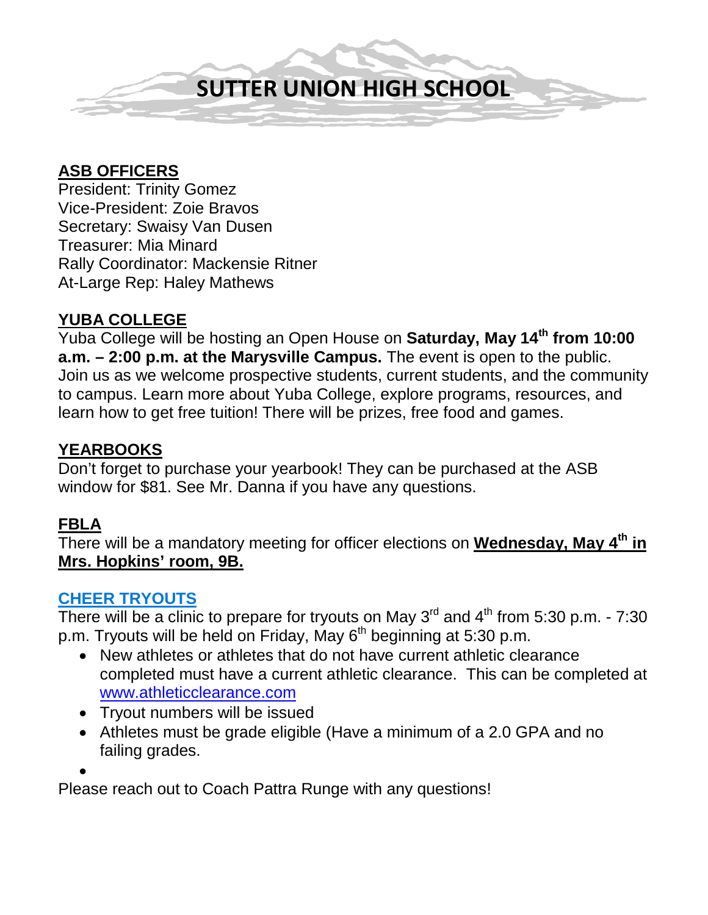# SUTTER UNION HIGH SCHOOL

## ASB OFFICERS

President: Trinity Gomez
Vice-President: Zoie Bravos
Secretary: Swaisy Van Dusen
Treasurer: Mia Minard
Rally Coordinator: Mackensie Ritner
At-Large Rep: Haley Mathews

## YUBA COLLEGE

Yuba College will be hosting an Open House on **Saturday, May 14th from 10:00 a.m. – 2:00 p.m. at the Marysville Campus.** The event is open to the public. Join us as we welcome prospective students, current students, and the community to campus. Learn more about Yuba College, explore programs, resources, and learn how to get free tuition! There will be prizes, free food and games.

## YEARBOOKS

Don't forget to purchase your yearbook! They can be purchased at the ASB window for $81. See Mr. Danna if you have any questions.

## FBLA

There will be a mandatory meeting for officer elections on **Wednesday, May 4th in Mrs. Hopkins' room, 9B.**

## CHEER TRYOUTS

There will be a clinic to prepare for tryouts on May 3rd and 4th from 5:30 p.m. - 7:30 p.m. Tryouts will be held on Friday, May 6th beginning at 5:30 p.m.

- New athletes or athletes that do not have current athletic clearance completed must have a current athletic clearance. This can be completed at www.athleticclearance.com
- Tryout numbers will be issued
- Athletes must be grade eligible (Have a minimum of a 2.0 GPA and no failing grades.

Please reach out to Coach Pattra Runge with any questions!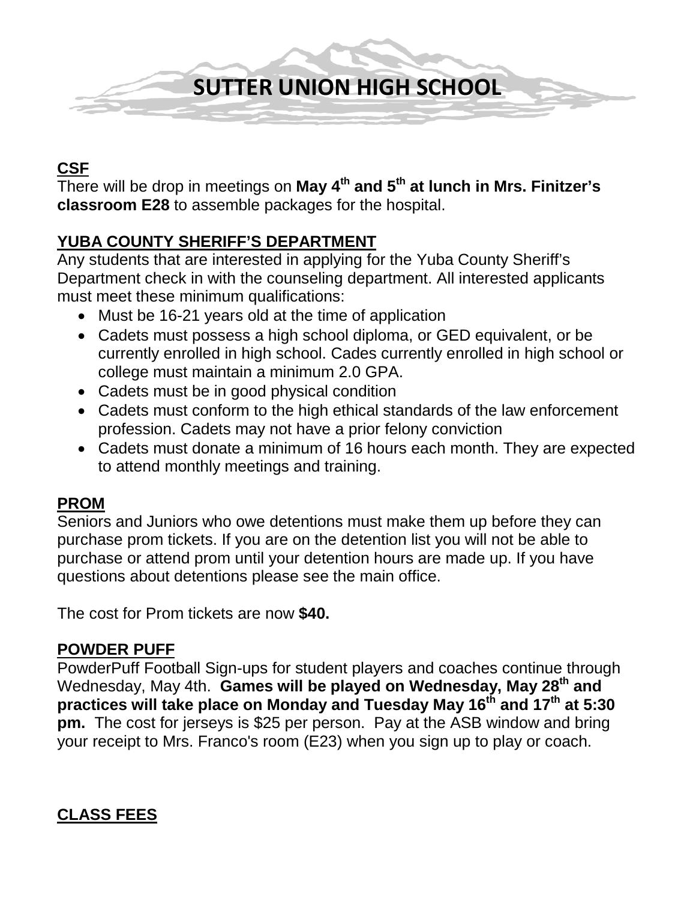# SUTTER UNION HIGH SCHOOL

## CSF

There will be drop in meetings on **May 4th and 5th at lunch in Mrs. Finitzer's classroom E28** to assemble packages for the hospital.

## YUBA COUNTY SHERIFF'S DEPARTMENT

Any students that are interested in applying for the Yuba County Sheriff's Department check in with the counseling department. All interested applicants must meet these minimum qualifications:

- Must be 16-21 years old at the time of application
- Cadets must possess a high school diploma, or GED equivalent, or be currently enrolled in high school. Cades currently enrolled in high school or college must maintain a minimum 2.0 GPA.
- Cadets must be in good physical condition
- Cadets must conform to the high ethical standards of the law enforcement profession. Cadets may not have a prior felony conviction
- Cadets must donate a minimum of 16 hours each month. They are expected to attend monthly meetings and training.

## PROM

Seniors and Juniors who owe detentions must make them up before they can purchase prom tickets. If you are on the detention list you will not be able to purchase or attend prom until your detention hours are made up. If you have questions about detentions please see the main office.

The cost for Prom tickets are now **$40.**

## POWDER PUFF

PowderPuff Football Sign-ups for student players and coaches continue through Wednesday, May 4th. **Games will be played on Wednesday, May 28th and practices will take place on Monday and Tuesday May 16th and 17th at 5:30 pm.** The cost for jerseys is $25 per person. Pay at the ASB window and bring your receipt to Mrs. Franco's room (E23) when you sign up to play or coach.

## CLASS FEES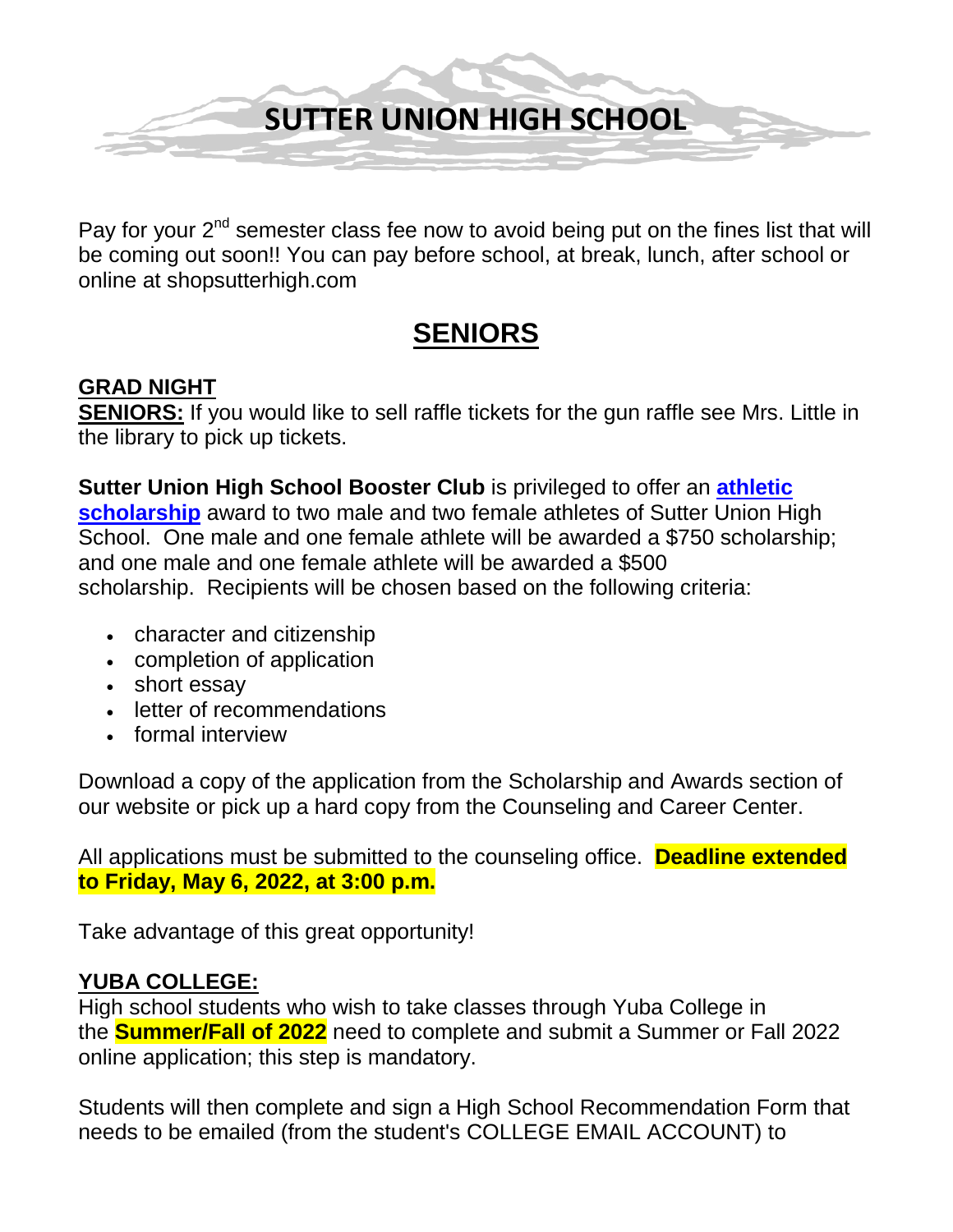# SUTTER UNION HIGH SCHOOL

Pay for your 2nd semester class fee now to avoid being put on the fines list that will be coming out soon!! You can pay before school, at break, lunch, after school or online at shopsutterhigh.com

## SENIORS

### GRAD NIGHT

**SENIORS:** If you would like to sell raffle tickets for the gun raffle see Mrs. Little in the library to pick up tickets.

**Sutter Union High School Booster Club** is privileged to offer an **athletic scholarship** award to two male and two female athletes of Sutter Union High School. One male and one female athlete will be awarded a $750 scholarship; and one male and one female athlete will be awarded a $500 scholarship. Recipients will be chosen based on the following criteria:

- character and citizenship
- completion of application
- short essay
- letter of recommendations
- formal interview

Download a copy of the application from the Scholarship and Awards section of our website or pick up a hard copy from the Counseling and Career Center.

All applications must be submitted to the counseling office. **Deadline extended to Friday, May 6, 2022, at 3:00 p.m.**

Take advantage of this great opportunity!

### YUBA COLLEGE:

High school students who wish to take classes through Yuba College in the **Summer/Fall of 2022** need to complete and submit a Summer or Fall 2022 online application; this step is mandatory.

Students will then complete and sign a High School Recommendation Form that needs to be emailed (from the student's COLLEGE EMAIL ACCOUNT) to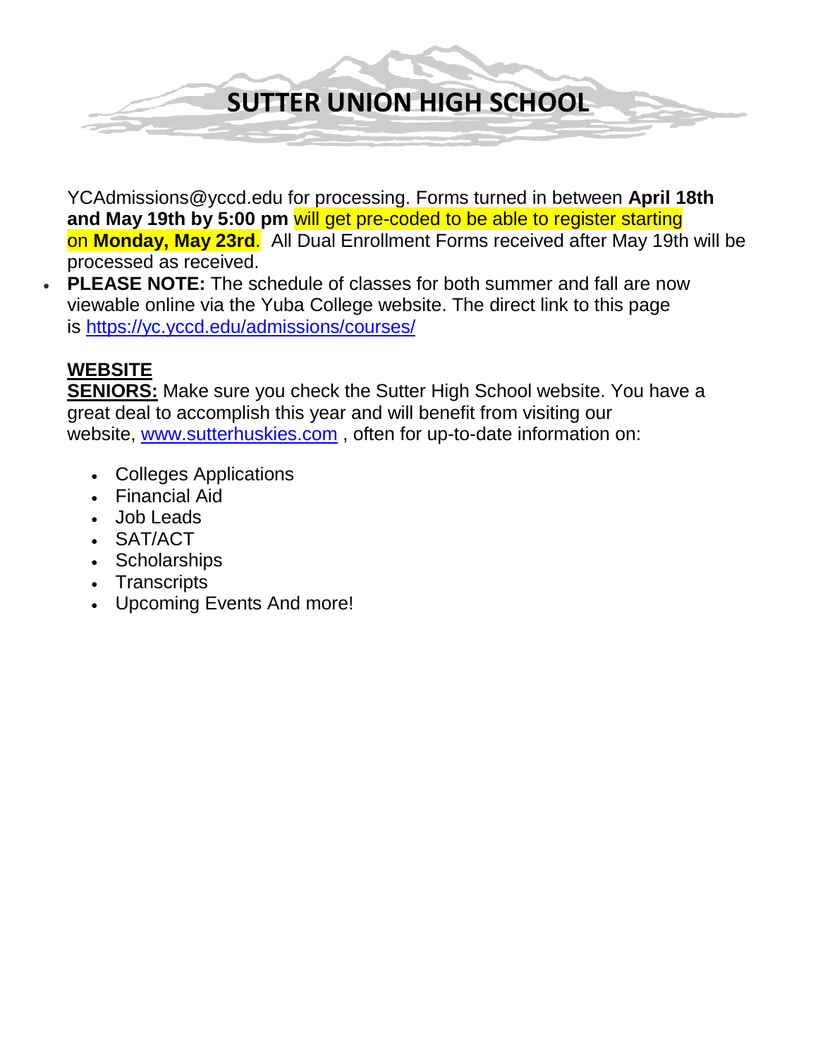YCAdmissions@yccd.edu for processing. Forms turned in between **April 18th and May 19th by 5:00 pm** will get pre-coded to be able to register starting on **Monday, May 23rd**. All Dual Enrollment Forms received after May 19th will be processed as received.

- **PLEASE NOTE:** The schedule of classes for both summer and fall are now viewable online via the Yuba College website. The direct link to this page is https://yc.yccd.edu/admissions/courses/

**WEBSITE**

**SENIORS:** Make sure you check the Sutter High School website. You have a great deal to accomplish this year and will benefit from visiting our website, www.sutterhuskies.com , often for up-to-date information on:

- Colleges Applications
- Financial Aid
- Job Leads
- SAT/ACT
- Scholarships
- Transcripts
- Upcoming Events And more!